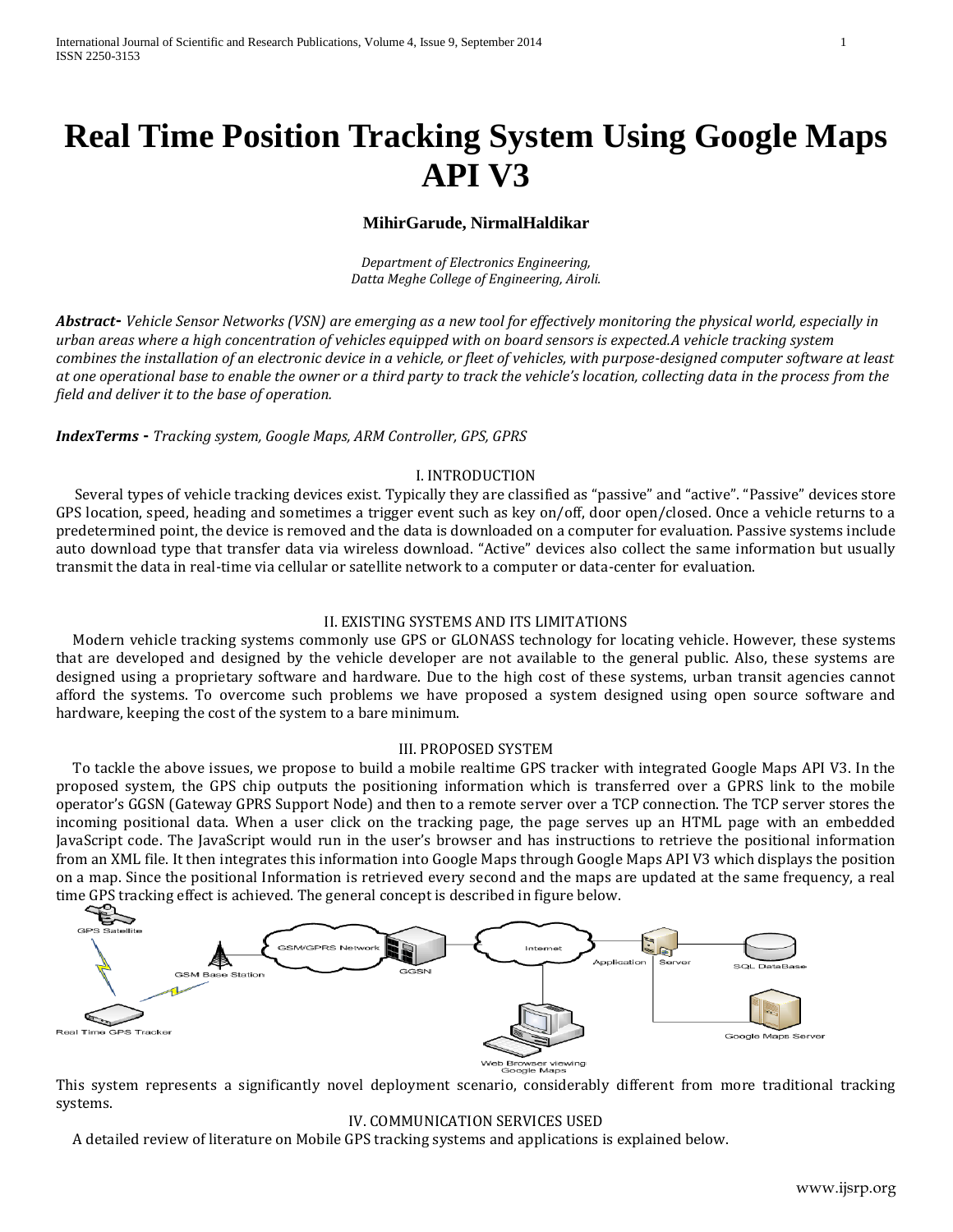# Real Time Position Tracking System Using Google Maps API V3

**MihirGarude, NirmalHaldikar**

*Department of Electronics Engineering,*
*Datta Meghe College of Engineering, Airoli.*

***Abstract-*** *Vehicle Sensor Networks (VSN) are emerging as a new tool for effectively monitoring the physical world, especially in urban areas where a high concentration of vehicles equipped with on board sensors is expected.A vehicle tracking system combines the installation of an electronic device in a vehicle, or fleet of vehicles, with purpose-designed computer software at least at one operational base to enable the owner or a third party to track the vehicle's location, collecting data in the process from the field and deliver it to the base of operation.*

***IndexTerms -*** *Tracking system, Google Maps, ARM Controller, GPS, GPRS*

## I. INTRODUCTION

Several types of vehicle tracking devices exist. Typically they are classified as "passive" and "active". "Passive" devices store GPS location, speed, heading and sometimes a trigger event such as key on/off, door open/closed. Once a vehicle returns to a predetermined point, the device is removed and the data is downloaded on a computer for evaluation. Passive systems include auto download type that transfer data via wireless download. "Active" devices also collect the same information but usually transmit the data in real-time via cellular or satellite network to a computer or data-center for evaluation.

## II. EXISTING SYSTEMS AND ITS LIMITATIONS

Modern vehicle tracking systems commonly use GPS or GLONASS technology for locating vehicle. However, these systems that are developed and designed by the vehicle developer are not available to the general public. Also, these systems are designed using a proprietary software and hardware. Due to the high cost of these systems, urban transit agencies cannot afford the systems. To overcome such problems we have proposed a system designed using open source software and hardware, keeping the cost of the system to a bare minimum.

## III. PROPOSED SYSTEM

To tackle the above issues, we propose to build a mobile realtime GPS tracker with integrated Google Maps API V3. In the proposed system, the GPS chip outputs the positioning information which is transferred over a GPRS link to the mobile operator's GGSN (Gateway GPRS Support Node) and then to a remote server over a TCP connection. The TCP server stores the incoming positional data. When a user click on the tracking page, the page serves up an HTML page with an embedded JavaScript code. The JavaScript would run in the user's browser and has instructions to retrieve the positional information from an XML file. It then integrates this information into Google Maps through Google Maps API V3 which displays the position on a map. Since the positional Information is retrieved every second and the maps are updated at the same frequency, a real time GPS tracking effect is achieved. The general concept is described in figure below.

This system represents a significantly novel deployment scenario, considerably different from more traditional tracking systems.

## IV. COMMUNICATION SERVICES USED

A detailed review of literature on Mobile GPS tracking systems and applications is explained below.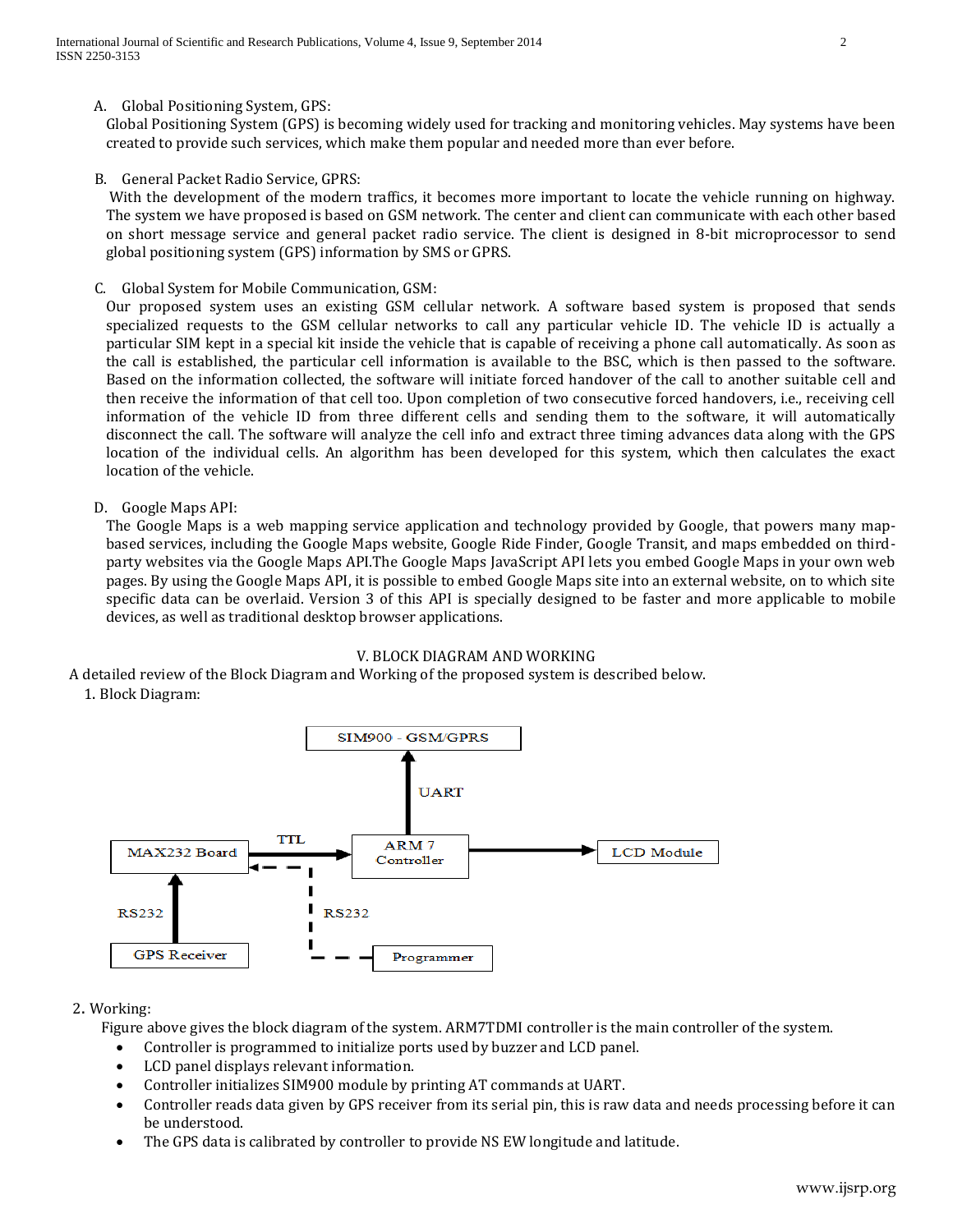A. Global Positioning System, GPS:

Global Positioning System (GPS) is becoming widely used for tracking and monitoring vehicles. May systems have been created to provide such services, which make them popular and needed more than ever before.

B. General Packet Radio Service, GPRS:

With the development of the modern traffics, it becomes more important to locate the vehicle running on highway. The system we have proposed is based on GSM network. The center and client can communicate with each other based on short message service and general packet radio service. The client is designed in 8-bit microprocessor to send global positioning system (GPS) information by SMS or GPRS.

C. Global System for Mobile Communication, GSM:

Our proposed system uses an existing GSM cellular network. A software based system is proposed that sends specialized requests to the GSM cellular networks to call any particular vehicle ID. The vehicle ID is actually a particular SIM kept in a special kit inside the vehicle that is capable of receiving a phone call automatically. As soon as the call is established, the particular cell information is available to the BSC, which is then passed to the software. Based on the information collected, the software will initiate forced handover of the call to another suitable cell and then receive the information of that cell too. Upon completion of two consecutive forced handovers, i.e., receiving cell information of the vehicle ID from three different cells and sending them to the software, it will automatically disconnect the call. The software will analyze the cell info and extract three timing advances data along with the GPS location of the individual cells. An algorithm has been developed for this system, which then calculates the exact location of the vehicle.

D. Google Maps API:

The Google Maps is a web mapping service application and technology provided by Google, that powers many map-based services, including the Google Maps website, Google Ride Finder, Google Transit, and maps embedded on third-party websites via the Google Maps API.The Google Maps JavaScript API lets you embed Google Maps in your own web pages. By using the Google Maps API, it is possible to embed Google Maps site into an external website, on to which site specific data can be overlaid. Version 3 of this API is specially designed to be faster and more applicable to mobile devices, as well as traditional desktop browser applications.

## V. BLOCK DIAGRAM AND WORKING

A detailed review of the Block Diagram and Working of the proposed system is described below.

1. Block Diagram:

SIM900 - GSM/GPRS

UART

MAX232 Board — TTL — ARM 7 Controller — LCD Module

RS232 — GPS Receiver

RS232 — Programmer

2. Working:

Figure above gives the block diagram of the system. ARM7TDMI controller is the main controller of the system.

- Controller is programmed to initialize ports used by buzzer and LCD panel.
- LCD panel displays relevant information.
- Controller initializes SIM900 module by printing AT commands at UART.
- Controller reads data given by GPS receiver from its serial pin, this is raw data and needs processing before it can be understood.
- The GPS data is calibrated by controller to provide NS EW longitude and latitude.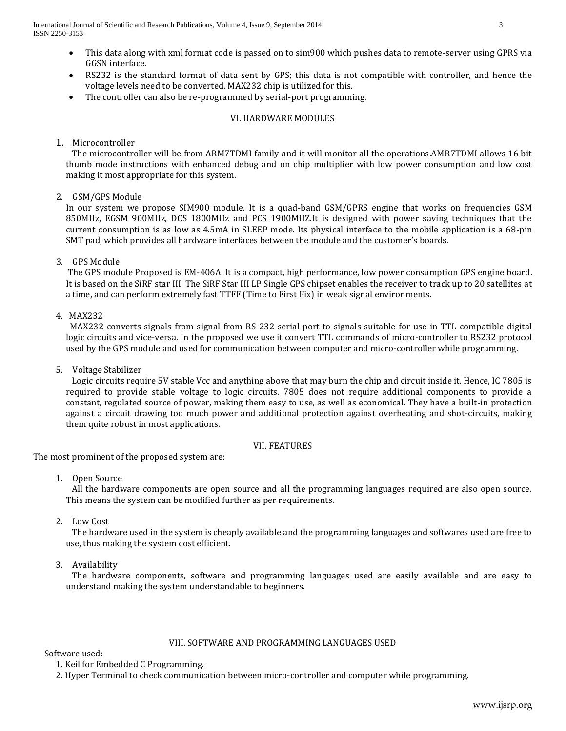- This data along with xml format code is passed on to sim900 which pushes data to remote-server using GPRS via GGSN interface.
- RS232 is the standard format of data sent by GPS; this data is not compatible with controller, and hence the voltage levels need to be converted. MAX232 chip is utilized for this.
- The controller can also be re-programmed by serial-port programming.

## VI. HARDWARE MODULES

1. Microcontroller

   The microcontroller will be from ARM7TDMI family and it will monitor all the operations.AMR7TDMI allows 16 bit thumb mode instructions with enhanced debug and on chip multiplier with low power consumption and low cost making it most appropriate for this system.

2. GSM/GPS Module

   In our system we propose SIM900 module. It is a quad-band GSM/GPRS engine that works on frequencies GSM 850MHz, EGSM 900MHz, DCS 1800MHz and PCS 1900MHZ.It is designed with power saving techniques that the current consumption is as low as 4.5mA in SLEEP mode. Its physical interface to the mobile application is a 68-pin SMT pad, which provides all hardware interfaces between the module and the customer's boards.

3. GPS Module

   The GPS module Proposed is EM-406A. It is a compact, high performance, low power consumption GPS engine board. It is based on the SiRF star III. The SiRF Star III LP Single GPS chipset enables the receiver to track up to 20 satellites at a time, and can perform extremely fast TTFF (Time to First Fix) in weak signal environments.

4. MAX232

   MAX232 converts signals from signal from RS-232 serial port to signals suitable for use in TTL compatible digital logic circuits and vice-versa. In the proposed we use it convert TTL commands of micro-controller to RS232 protocol used by the GPS module and used for communication between computer and micro-controller while programming.

5. Voltage Stabilizer

   Logic circuits require 5V stable Vcc and anything above that may burn the chip and circuit inside it. Hence, IC 7805 is required to provide stable voltage to logic circuits. 7805 does not require additional components to provide a constant, regulated source of power, making them easy to use, as well as economical. They have a built-in protection against a circuit drawing too much power and additional protection against overheating and shot-circuits, making them quite robust in most applications.

## VII. FEATURES

The most prominent of the proposed system are:

1. Open Source

   All the hardware components are open source and all the programming languages required are also open source. This means the system can be modified further as per requirements.

2. Low Cost

   The hardware used in the system is cheaply available and the programming languages and softwares used are free to use, thus making the system cost efficient.

3. Availability

   The hardware components, software and programming languages used are easily available and are easy to understand making the system understandable to beginners.

## VIII. SOFTWARE AND PROGRAMMING LANGUAGES USED

Software used:

1. Keil for Embedded C Programming.
2. Hyper Terminal to check communication between micro-controller and computer while programming.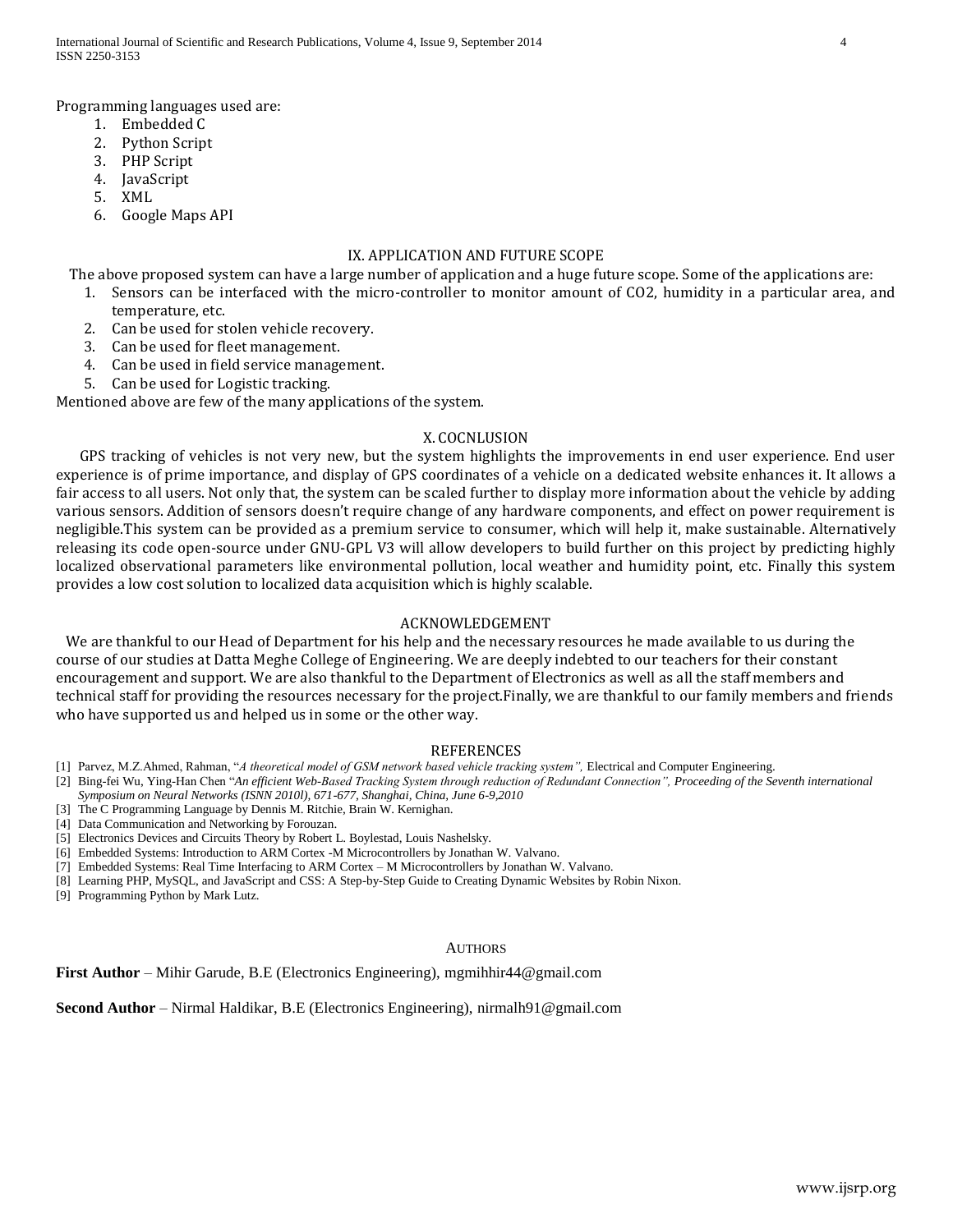Programming languages used are:

1. Embedded C
2. Python Script
3. PHP Script
4. JavaScript
5. XML
6. Google Maps API

## IX. APPLICATION AND FUTURE SCOPE

The above proposed system can have a large number of application and a huge future scope. Some of the applications are:

1. Sensors can be interfaced with the micro-controller to monitor amount of $CO_2$, humidity in a particular area, and temperature, etc.
2. Can be used for stolen vehicle recovery.
3. Can be used for fleet management.
4. Can be used in field service management.
5. Can be used for Logistic tracking.

Mentioned above are few of the many applications of the system.

## X. COCNLUSION

GPS tracking of vehicles is not very new, but the system highlights the improvements in end user experience. End user experience is of prime importance, and display of GPS coordinates of a vehicle on a dedicated website enhances it. It allows a fair access to all users. Not only that, the system can be scaled further to display more information about the vehicle by adding various sensors. Addition of sensors doesn't require change of any hardware components, and effect on power requirement is negligible.This system can be provided as a premium service to consumer, which will help it, make sustainable. Alternatively releasing its code open-source under GNU-GPL V3 will allow developers to build further on this project by predicting highly localized observational parameters like environmental pollution, local weather and humidity point, etc. Finally this system provides a low cost solution to localized data acquisition which is highly scalable.

## ACKNOWLEDGEMENT

We are thankful to our Head of Department for his help and the necessary resources he made available to us during the course of our studies at Datta Meghe College of Engineering. We are deeply indebted to our teachers for their constant encouragement and support. We are also thankful to the Department of Electronics as well as all the staff members and technical staff for providing the resources necessary for the project.Finally, we are thankful to our family members and friends who have supported us and helped us in some or the other way.

## REFERENCES

[1] Parvez, M.Z.Ahmed, Rahman, "*A theoretical model of GSM network based vehicle tracking system",* Electrical and Computer Engineering.

[2] Bing-fei Wu, Ying-Han Chen "*An efficient Web-Based Tracking System through reduction of Redundant Connection", Proceeding of the Seventh international Symposium on Neural Networks (ISNN 2010l), 671-677, Shanghai, China, June 6-9,2010*

[3] The C Programming Language by Dennis M. Ritchie, Brain W. Kernighan.

[4] Data Communication and Networking by Forouzan.

[5] Electronics Devices and Circuits Theory by Robert L. Boylestad, Louis Nashelsky.

[6] Embedded Systems: Introduction to ARM Cortex -M Microcontrollers by Jonathan W. Valvano.

[7] Embedded Systems: Real Time Interfacing to ARM Cortex – M Microcontrollers by Jonathan W. Valvano.

[8] Learning PHP, MySQL, and JavaScript and CSS: A Step-by-Step Guide to Creating Dynamic Websites by Robin Nixon.

[9] Programming Python by Mark Lutz.

## AUTHORS

**First Author** – Mihir Garude, B.E (Electronics Engineering), mgmihhir44@gmail.com

**Second Author** – Nirmal Haldikar, B.E (Electronics Engineering), nirmalh91@gmail.com